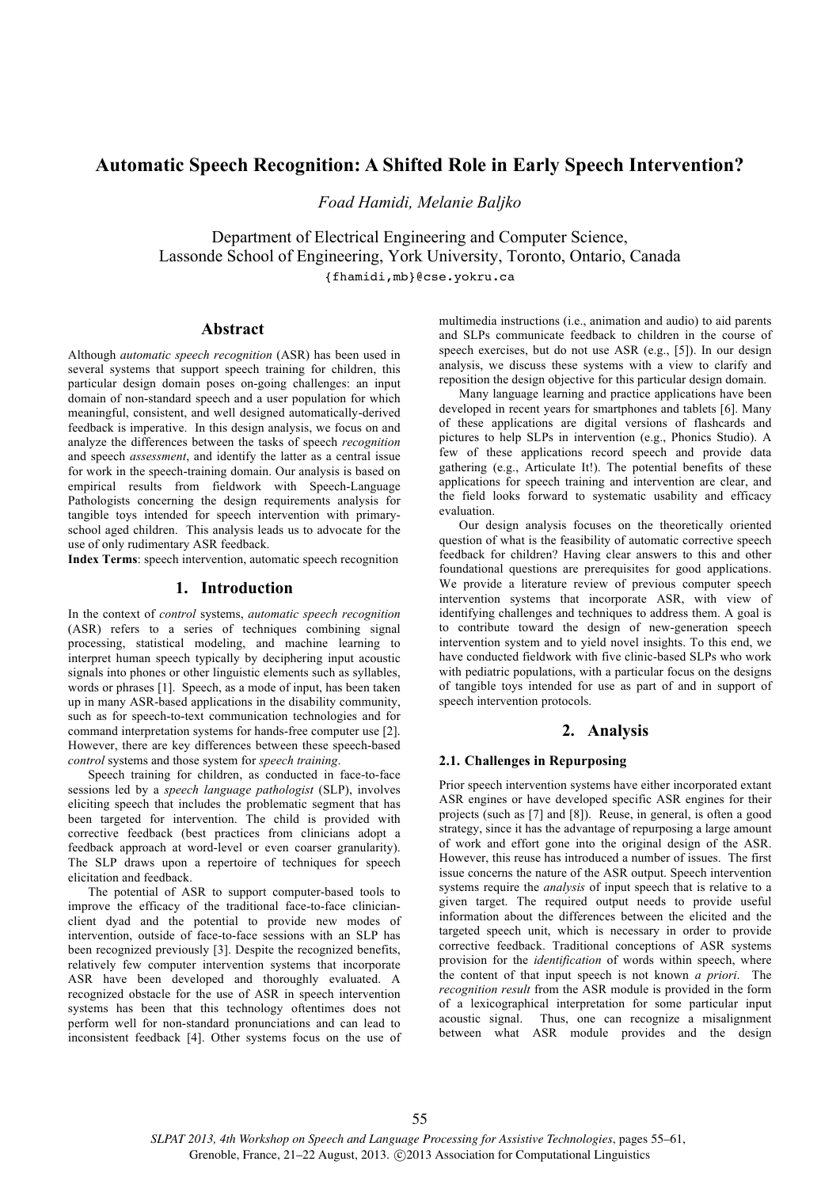# Automatic Speech Recognition: A Shifted Role in Early Speech Intervention?

*Foad Hamidi, Melanie Baljko*

Department of Electrical Engineering and Computer Science,
Lassonde School of Engineering, York University, Toronto, Ontario, Canada
{fhamidi,mb}@cse.yokru.ca

## Abstract

Although *automatic speech recognition* (ASR) has been used in several systems that support speech training for children, this particular design domain poses on-going challenges: an input domain of non-standard speech and a user population for which meaningful, consistent, and well designed automatically-derived feedback is imperative. In this design analysis, we focus on and analyze the differences between the tasks of speech *recognition* and speech *assessment*, and identify the latter as a central issue for work in the speech-training domain. Our analysis is based on empirical results from fieldwork with Speech-Language Pathologists concerning the design requirements analysis for tangible toys intended for speech intervention with primary-school aged children. This analysis leads us to advocate for the use of only rudimentary ASR feedback.

**Index Terms**: speech intervention, automatic speech recognition

## 1. Introduction

In the context of *control* systems, *automatic speech recognition* (ASR) refers to a series of techniques combining signal processing, statistical modeling, and machine learning to interpret human speech typically by deciphering input acoustic signals into phones or other linguistic elements such as syllables, words or phrases [1]. Speech, as a mode of input, has been taken up in many ASR-based applications in the disability community, such as for speech-to-text communication technologies and for command interpretation systems for hands-free computer use [2]. However, there are key differences between these speech-based *control* systems and those system for *speech training*.

Speech training for children, as conducted in face-to-face sessions led by a *speech language pathologist* (SLP), involves eliciting speech that includes the problematic segment that has been targeted for intervention. The child is provided with corrective feedback (best practices from clinicians adopt a feedback approach at word-level or even coarser granularity). The SLP draws upon a repertoire of techniques for speech elicitation and feedback.

The potential of ASR to support computer-based tools to improve the efficacy of the traditional face-to-face clinician-client dyad and the potential to provide new modes of intervention, outside of face-to-face sessions with an SLP has been recognized previously [3]. Despite the recognized benefits, relatively few computer intervention systems that incorporate ASR have been developed and thoroughly evaluated. A recognized obstacle for the use of ASR in speech intervention systems has been that this technology oftentimes does not perform well for non-standard pronunciations and can lead to inconsistent feedback [4]. Other systems focus on the use of multimedia instructions (i.e., animation and audio) to aid parents and SLPs communicate feedback to children in the course of speech exercises, but do not use ASR (e.g., [5]). In our design analysis, we discuss these systems with a view to clarify and reposition the design objective for this particular design domain.

Many language learning and practice applications have been developed in recent years for smartphones and tablets [6]. Many of these applications are digital versions of flashcards and pictures to help SLPs in intervention (e.g., Phonics Studio). A few of these applications record speech and provide data gathering (e.g., Articulate It!). The potential benefits of these applications for speech training and intervention are clear, and the field looks forward to systematic usability and efficacy evaluation.

Our design analysis focuses on the theoretically oriented question of what is the feasibility of automatic corrective speech feedback for children? Having clear answers to this and other foundational questions are prerequisites for good applications. We provide a literature review of previous computer speech intervention systems that incorporate ASR, with view of identifying challenges and techniques to address them. A goal is to contribute toward the design of new-generation speech intervention system and to yield novel insights. To this end, we have conducted fieldwork with five clinic-based SLPs who work with pediatric populations, with a particular focus on the designs of tangible toys intended for use as part of and in support of speech intervention protocols.

## 2. Analysis

### 2.1. Challenges in Repurposing

Prior speech intervention systems have either incorporated extant ASR engines or have developed specific ASR engines for their projects (such as [7] and [8]). Reuse, in general, is often a good strategy, since it has the advantage of repurposing a large amount of work and effort gone into the original design of the ASR. However, this reuse has introduced a number of issues. The first issue concerns the nature of the ASR output. Speech intervention systems require the *analysis* of input speech that is relative to a given target. The required output needs to provide useful information about the differences between the elicited and the targeted speech unit, which is necessary in order to provide corrective feedback. Traditional conceptions of ASR systems provision for the *identification* of words within speech, where the content of that input speech is not known *a priori*. The *recognition result* from the ASR module is provided in the form of a lexicographical interpretation for some particular input acoustic signal. Thus, one can recognize a misalignment between what ASR module provides and the design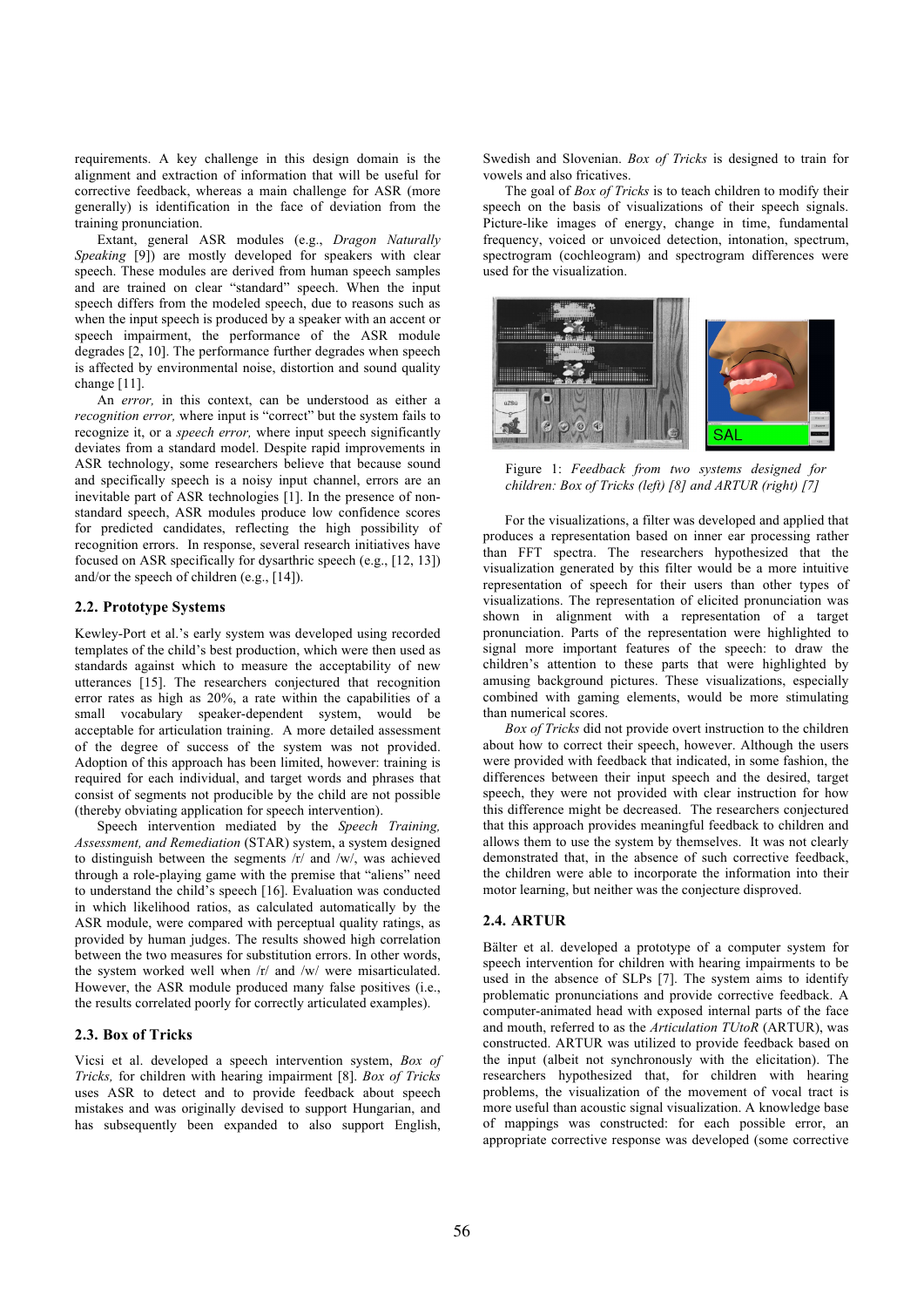requirements. A key challenge in this design domain is the alignment and extraction of information that will be useful for corrective feedback, whereas a main challenge for ASR (more generally) is identification in the face of deviation from the training pronunciation.

Extant, general ASR modules (e.g., *Dragon Naturally Speaking* [9]) are mostly developed for speakers with clear speech. These modules are derived from human speech samples and are trained on clear "standard" speech. When the input speech differs from the modeled speech, due to reasons such as when the input speech is produced by a speaker with an accent or speech impairment, the performance of the ASR module degrades [2, 10]. The performance further degrades when speech is affected by environmental noise, distortion and sound quality change [11].

An *error,* in this context, can be understood as either a *recognition error,* where input is "correct" but the system fails to recognize it, or a *speech error,* where input speech significantly deviates from a standard model. Despite rapid improvements in ASR technology, some researchers believe that because sound and specifically speech is a noisy input channel, errors are an inevitable part of ASR technologies [1]. In the presence of non-standard speech, ASR modules produce low confidence scores for predicted candidates, reflecting the high possibility of recognition errors. In response, several research initiatives have focused on ASR specifically for dysarthric speech (e.g., [12, 13]) and/or the speech of children (e.g., [14]).

### 2.2. Prototype Systems

Kewley-Port et al.'s early system was developed using recorded templates of the child's best production, which were then used as standards against which to measure the acceptability of new utterances [15]. The researchers conjectured that recognition error rates as high as 20%, a rate within the capabilities of a small vocabulary speaker-dependent system, would be acceptable for articulation training. A more detailed assessment of the degree of success of the system was not provided. Adoption of this approach has been limited, however: training is required for each individual, and target words and phrases that consist of segments not producible by the child are not possible (thereby obviating application for speech intervention).

Speech intervention mediated by the *Speech Training, Assessment, and Remediation* (STAR) system, a system designed to distinguish between the segments /r/ and /w/, was achieved through a role-playing game with the premise that "aliens" need to understand the child's speech [16]. Evaluation was conducted in which likelihood ratios, as calculated automatically by the ASR module, were compared with perceptual quality ratings, as provided by human judges. The results showed high correlation between the two measures for substitution errors. In other words, the system worked well when /r/ and /w/ were misarticulated. However, the ASR module produced many false positives (i.e., the results correlated poorly for correctly articulated examples).

### 2.3. Box of Tricks

Vicsi et al. developed a speech intervention system, *Box of Tricks,* for children with hearing impairment [8]. *Box of Tricks* uses ASR to detect and to provide feedback about speech mistakes and was originally devised to support Hungarian, and has subsequently been expanded to also support English, Swedish and Slovenian. *Box of Tricks* is designed to train for vowels and also fricatives.

The goal of *Box of Tricks* is to teach children to modify their speech on the basis of visualizations of their speech signals. Picture-like images of energy, change in time, fundamental frequency, voiced or unvoiced detection, intonation, spectrum, spectrogram (cochleogram) and spectrogram differences were used for the visualization.

*Figure 1: Feedback from two systems designed for children: Box of Tricks (left) [8] and ARTUR (right) [7]*

For the visualizations, a filter was developed and applied that produces a representation based on inner ear processing rather than FFT spectra. The researchers hypothesized that the visualization generated by this filter would be a more intuitive representation of speech for their users than other types of visualizations. The representation of elicited pronunciation was shown in alignment with a representation of a target pronunciation. Parts of the representation were highlighted to signal more important features of the speech: to draw the children's attention to these parts that were highlighted by amusing background pictures. These visualizations, especially combined with gaming elements, would be more stimulating than numerical scores.

*Box of Tricks* did not provide overt instruction to the children about how to correct their speech, however. Although the users were provided with feedback that indicated, in some fashion, the differences between their input speech and the desired, target speech, they were not provided with clear instruction for how this difference might be decreased. The researchers conjectured that this approach provides meaningful feedback to children and allows them to use the system by themselves. It was not clearly demonstrated that, in the absence of such corrective feedback, the children were able to incorporate the information into their motor learning, but neither was the conjecture disproved.

### 2.4. ARTUR

Bälter et al. developed a prototype of a computer system for speech intervention for children with hearing impairments to be used in the absence of SLPs [7]. The system aims to identify problematic pronunciations and provide corrective feedback. A computer-animated head with exposed internal parts of the face and mouth, referred to as the *Articulation TUtoR* (ARTUR), was constructed. ARTUR was utilized to provide feedback based on the input (albeit not synchronously with the elicitation). The researchers hypothesized that, for children with hearing problems, the visualization of the movement of vocal tract is more useful than acoustic signal visualization. A knowledge base of mappings was constructed: for each possible error, an appropriate corrective response was developed (some corrective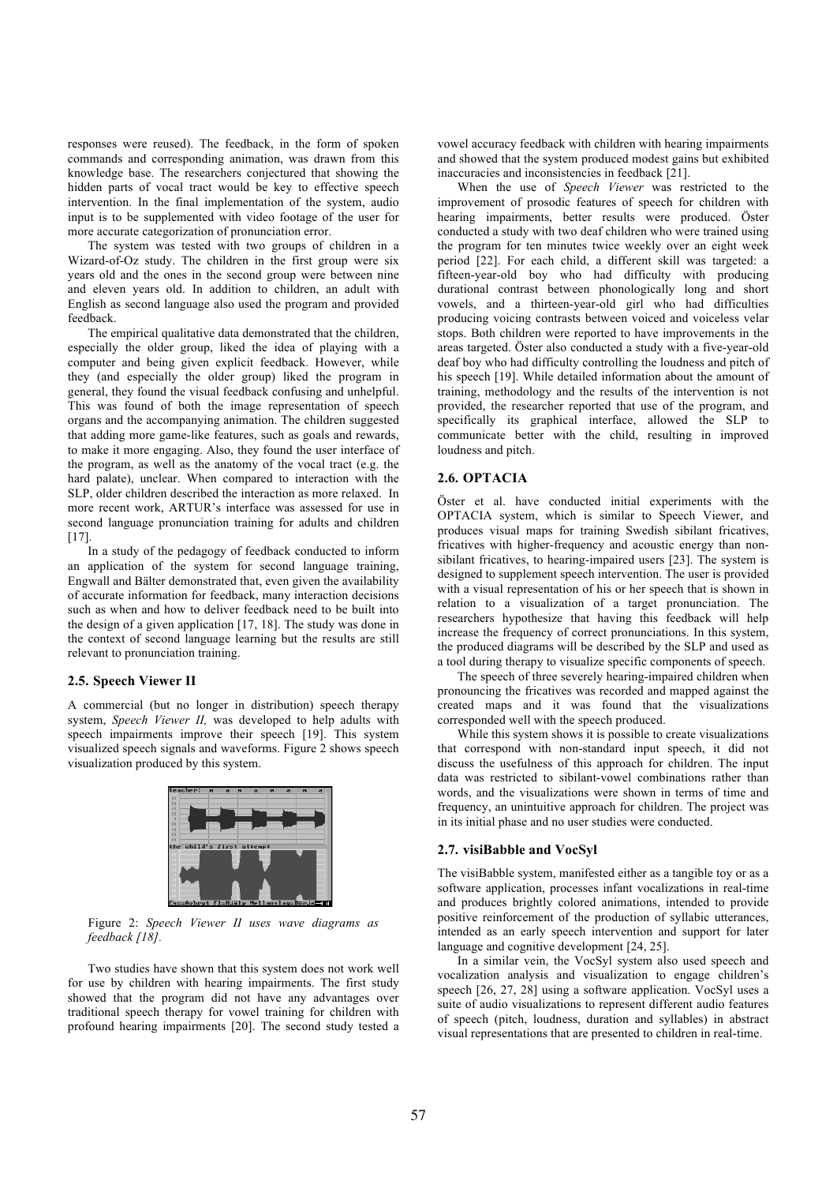responses were reused). The feedback, in the form of spoken commands and corresponding animation, was drawn from this knowledge base. The researchers conjectured that showing the hidden parts of vocal tract would be key to effective speech intervention. In the final implementation of the system, audio input is to be supplemented with video footage of the user for more accurate categorization of pronunciation error.

The system was tested with two groups of children in a Wizard-of-Oz study. The children in the first group were six years old and the ones in the second group were between nine and eleven years old. In addition to children, an adult with English as second language also used the program and provided feedback.

The empirical qualitative data demonstrated that the children, especially the older group, liked the idea of playing with a computer and being given explicit feedback. However, while they (and especially the older group) liked the program in general, they found the visual feedback confusing and unhelpful. This was found of both the image representation of speech organs and the accompanying animation. The children suggested that adding more game-like features, such as goals and rewards, to make it more engaging. Also, they found the user interface of the program, as well as the anatomy of the vocal tract (e.g. the hard palate), unclear. When compared to interaction with the SLP, older children described the interaction as more relaxed. In more recent work, ARTUR's interface was assessed for use in second language pronunciation training for adults and children [17].

In a study of the pedagogy of feedback conducted to inform an application of the system for second language training, Engwall and Bälter demonstrated that, even given the availability of accurate information for feedback, many interaction decisions such as when and how to deliver feedback need to be built into the design of a given application [17, 18]. The study was done in the context of second language learning but the results are still relevant to pronunciation training.

### 2.5. Speech Viewer II

A commercial (but no longer in distribution) speech therapy system, *Speech Viewer II,* was developed to help adults with speech impairments improve their speech [19]. This system visualized speech signals and waveforms. Figure 2 shows speech visualization produced by this system.

Figure 2: *Speech Viewer II uses wave diagrams as feedback [18].*

Two studies have shown that this system does not work well for use by children with hearing impairments. The first study showed that the program did not have any advantages over traditional speech therapy for vowel training for children with profound hearing impairments [20]. The second study tested a vowel accuracy feedback with children with hearing impairments and showed that the system produced modest gains but exhibited inaccuracies and inconsistencies in feedback [21].

When the use of *Speech Viewer* was restricted to the improvement of prosodic features of speech for children with hearing impairments, better results were produced. Öster conducted a study with two deaf children who were trained using the program for ten minutes twice weekly over an eight week period [22]. For each child, a different skill was targeted: a fifteen-year-old boy who had difficulty with producing durational contrast between phonologically long and short vowels, and a thirteen-year-old girl who had difficulties producing voicing contrasts between voiced and voiceless velar stops. Both children were reported to have improvements in the areas targeted. Öster also conducted a study with a five-year-old deaf boy who had difficulty controlling the loudness and pitch of his speech [19]. While detailed information about the amount of training, methodology and the results of the intervention is not provided, the researcher reported that use of the program, and specifically its graphical interface, allowed the SLP to communicate better with the child, resulting in improved loudness and pitch.

### 2.6. OPTACIA

Öster et al. have conducted initial experiments with the OPTACIA system, which is similar to Speech Viewer, and produces visual maps for training Swedish sibilant fricatives, fricatives with higher-frequency and acoustic energy than non-sibilant fricatives, to hearing-impaired users [23]. The system is designed to supplement speech intervention. The user is provided with a visual representation of his or her speech that is shown in relation to a visualization of a target pronunciation. The researchers hypothesize that having this feedback will help increase the frequency of correct pronunciations. In this system, the produced diagrams will be described by the SLP and used as a tool during therapy to visualize specific components of speech.

The speech of three severely hearing-impaired children when pronouncing the fricatives was recorded and mapped against the created maps and it was found that the visualizations corresponded well with the speech produced.

While this system shows it is possible to create visualizations that correspond with non-standard input speech, it did not discuss the usefulness of this approach for children. The input data was restricted to sibilant-vowel combinations rather than words, and the visualizations were shown in terms of time and frequency, an unintuitive approach for children. The project was in its initial phase and no user studies were conducted.

### 2.7. visiBabble and VocSyl

The visiBabble system, manifested either as a tangible toy or as a software application, processes infant vocalizations in real-time and produces brightly colored animations, intended to provide positive reinforcement of the production of syllabic utterances, intended as an early speech intervention and support for later language and cognitive development [24, 25].

In a similar vein, the VocSyl system also used speech and vocalization analysis and visualization to engage children's speech [26, 27, 28] using a software application. VocSyl uses a suite of audio visualizations to represent different audio features of speech (pitch, loudness, duration and syllables) in abstract visual representations that are presented to children in real-time.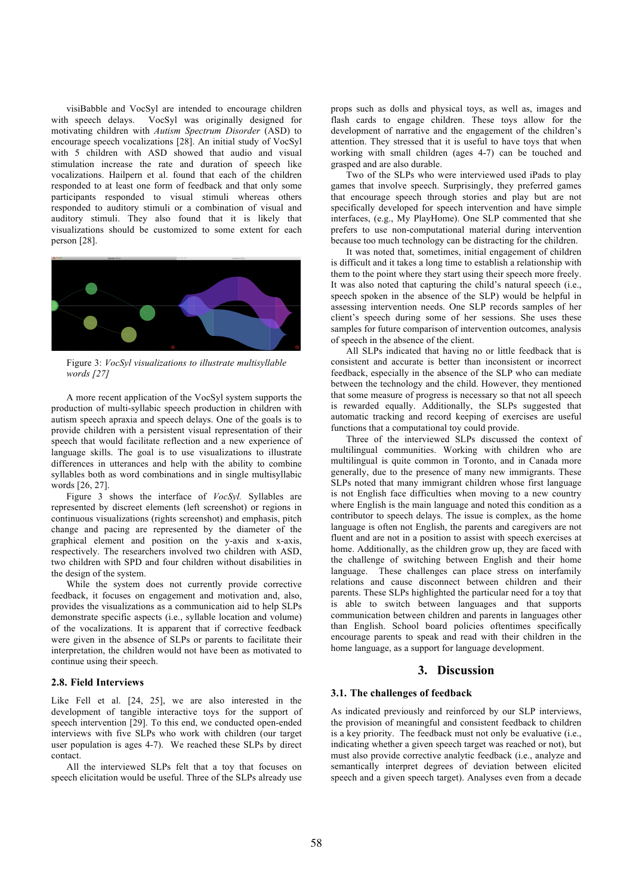visiBabble and VocSyl are intended to encourage children with speech delays. VocSyl was originally designed for motivating children with *Autism Spectrum Disorder* (ASD) to encourage speech vocalizations [28]. An initial study of VocSyl with 5 children with ASD showed that audio and visual stimulation increase the rate and duration of speech like vocalizations. Hailpern et al. found that each of the children responded to at least one form of feedback and that only some participants responded to visual stimuli whereas others responded to auditory stimuli or a combination of visual and auditory stimuli. They also found that it is likely that visualizations should be customized to some extent for each person [28].

Figure 3: *VocSyl visualizations to illustrate multisyllable words [27]*

A more recent application of the VocSyl system supports the production of multi-syllabic speech production in children with autism speech apraxia and speech delays. One of the goals is to provide children with a persistent visual representation of their speech that would facilitate reflection and a new experience of language skills. The goal is to use visualizations to illustrate differences in utterances and help with the ability to combine syllables both as word combinations and in single multisyllabic words [26, 27].

Figure 3 shows the interface of *VocSyl.* Syllables are represented by discreet elements (left screenshot) or regions in continuous visualizations (rights screenshot) and emphasis, pitch change and pacing are represented by the diameter of the graphical element and position on the y-axis and x-axis, respectively. The researchers involved two children with ASD, two children with SPD and four children without disabilities in the design of the system.

While the system does not currently provide corrective feedback, it focuses on engagement and motivation and, also, provides the visualizations as a communication aid to help SLPs demonstrate specific aspects (i.e., syllable location and volume) of the vocalizations. It is apparent that if corrective feedback were given in the absence of SLPs or parents to facilitate their interpretation, the children would not have been as motivated to continue using their speech.

### 2.8. Field Interviews

Like Fell et al. [24, 25], we are also interested in the development of tangible interactive toys for the support of speech intervention [29]. To this end, we conducted open-ended interviews with five SLPs who work with children (our target user population is ages 4-7). We reached these SLPs by direct contact.

All the interviewed SLPs felt that a toy that focuses on speech elicitation would be useful. Three of the SLPs already use props such as dolls and physical toys, as well as, images and flash cards to engage children. These toys allow for the development of narrative and the engagement of the children's attention. They stressed that it is useful to have toys that when working with small children (ages 4-7) can be touched and grasped and are also durable.

Two of the SLPs who were interviewed used iPads to play games that involve speech. Surprisingly, they preferred games that encourage speech through stories and play but are not specifically developed for speech intervention and have simple interfaces, (e.g., My PlayHome). One SLP commented that she prefers to use non-computational material during intervention because too much technology can be distracting for the children.

It was noted that, sometimes, initial engagement of children is difficult and it takes a long time to establish a relationship with them to the point where they start using their speech more freely. It was also noted that capturing the child's natural speech (i.e., speech spoken in the absence of the SLP) would be helpful in assessing intervention needs. One SLP records samples of her client's speech during some of her sessions. She uses these samples for future comparison of intervention outcomes, analysis of speech in the absence of the client.

All SLPs indicated that having no or little feedback that is consistent and accurate is better than inconsistent or incorrect feedback, especially in the absence of the SLP who can mediate between the technology and the child. However, they mentioned that some measure of progress is necessary so that not all speech is rewarded equally. Additionally, the SLPs suggested that automatic tracking and record keeping of exercises are useful functions that a computational toy could provide.

Three of the interviewed SLPs discussed the context of multilingual communities. Working with children who are multilingual is quite common in Toronto, and in Canada more generally, due to the presence of many new immigrants. These SLPs noted that many immigrant children whose first language is not English face difficulties when moving to a new country where English is the main language and noted this condition as a contributor to speech delays. The issue is complex, as the home language is often not English, the parents and caregivers are not fluent and are not in a position to assist with speech exercises at home. Additionally, as the children grow up, they are faced with the challenge of switching between English and their home language. These challenges can place stress on interfamily relations and cause disconnect between children and their parents. These SLPs highlighted the particular need for a toy that is able to switch between languages and that supports communication between children and parents in languages other than English. School board policies oftentimes specifically encourage parents to speak and read with their children in the home language, as a support for language development.

## 3. Discussion

### 3.1. The challenges of feedback

As indicated previously and reinforced by our SLP interviews, the provision of meaningful and consistent feedback to children is a key priority. The feedback must not only be evaluative (i.e., indicating whether a given speech target was reached or not), but must also provide corrective analytic feedback (i.e., analyze and semantically interpret degrees of deviation between elicited speech and a given speech target). Analyses even from a decade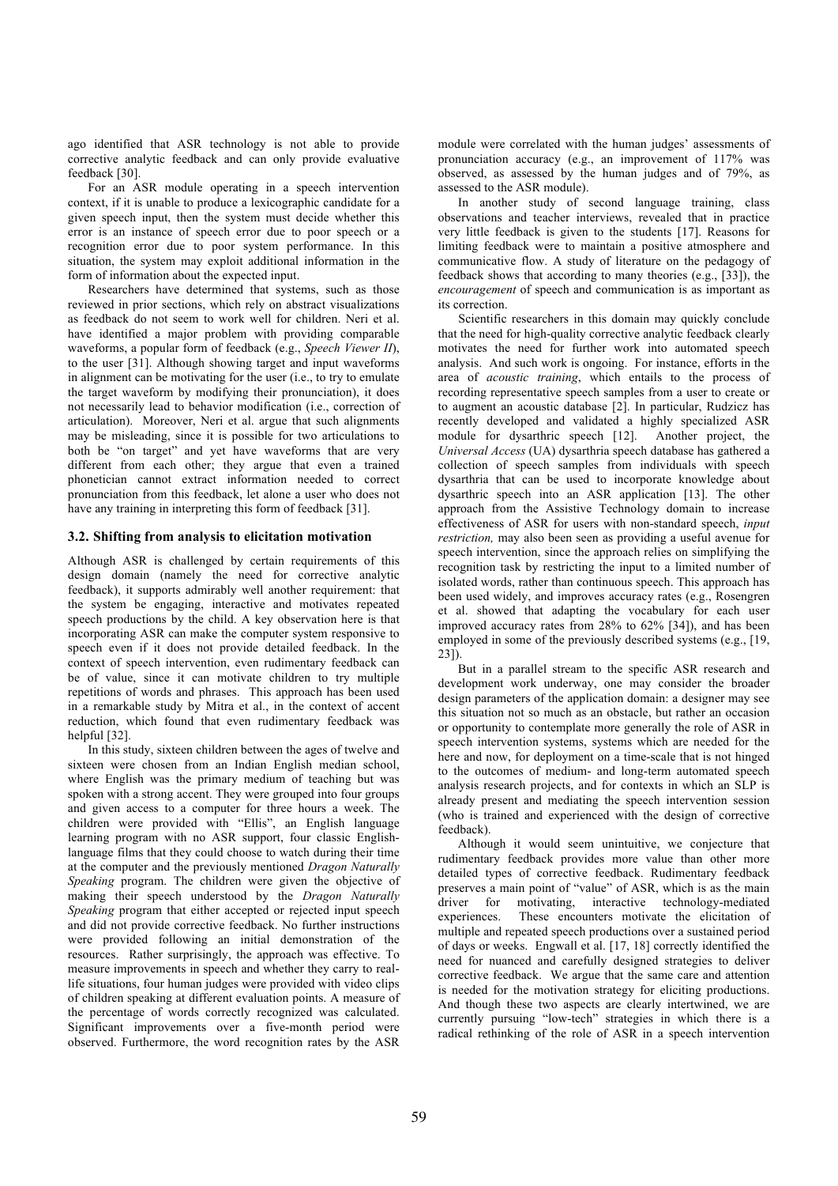ago identified that ASR technology is not able to provide corrective analytic feedback and can only provide evaluative feedback [30].

For an ASR module operating in a speech intervention context, if it is unable to produce a lexicographic candidate for a given speech input, then the system must decide whether this error is an instance of speech error due to poor speech or a recognition error due to poor system performance. In this situation, the system may exploit additional information in the form of information about the expected input.

Researchers have determined that systems, such as those reviewed in prior sections, which rely on abstract visualizations as feedback do not seem to work well for children. Neri et al. have identified a major problem with providing comparable waveforms, a popular form of feedback (e.g., *Speech Viewer II*), to the user [31]. Although showing target and input waveforms in alignment can be motivating for the user (i.e., to try to emulate the target waveform by modifying their pronunciation), it does not necessarily lead to behavior modification (i.e., correction of articulation). Moreover, Neri et al. argue that such alignments may be misleading, since it is possible for two articulations to both be "on target" and yet have waveforms that are very different from each other; they argue that even a trained phonetician cannot extract information needed to correct pronunciation from this feedback, let alone a user who does not have any training in interpreting this form of feedback [31].

### 3.2. Shifting from analysis to elicitation motivation

Although ASR is challenged by certain requirements of this design domain (namely the need for corrective analytic feedback), it supports admirably well another requirement: that the system be engaging, interactive and motivates repeated speech productions by the child. A key observation here is that incorporating ASR can make the computer system responsive to speech even if it does not provide detailed feedback. In the context of speech intervention, even rudimentary feedback can be of value, since it can motivate children to try multiple repetitions of words and phrases. This approach has been used in a remarkable study by Mitra et al., in the context of accent reduction, which found that even rudimentary feedback was helpful [32].

In this study, sixteen children between the ages of twelve and sixteen were chosen from an Indian English median school, where English was the primary medium of teaching but was spoken with a strong accent. They were grouped into four groups and given access to a computer for three hours a week. The children were provided with "Ellis", an English language learning program with no ASR support, four classic English-language films that they could choose to watch during their time at the computer and the previously mentioned *Dragon Naturally Speaking* program. The children were given the objective of making their speech understood by the *Dragon Naturally Speaking* program that either accepted or rejected input speech and did not provide corrective feedback. No further instructions were provided following an initial demonstration of the resources. Rather surprisingly, the approach was effective. To measure improvements in speech and whether they carry to real-life situations, four human judges were provided with video clips of children speaking at different evaluation points. A measure of the percentage of words correctly recognized was calculated. Significant improvements over a five-month period were observed. Furthermore, the word recognition rates by the ASR module were correlated with the human judges' assessments of pronunciation accuracy (e.g., an improvement of 117% was observed, as assessed by the human judges and of 79%, as assessed to the ASR module).

In another study of second language training, class observations and teacher interviews, revealed that in practice very little feedback is given to the students [17]. Reasons for limiting feedback were to maintain a positive atmosphere and communicative flow. A study of literature on the pedagogy of feedback shows that according to many theories (e.g., [33]), the *encouragement* of speech and communication is as important as its correction.

Scientific researchers in this domain may quickly conclude that the need for high-quality corrective analytic feedback clearly motivates the need for further work into automated speech analysis. And such work is ongoing. For instance, efforts in the area of *acoustic training*, which entails to the process of recording representative speech samples from a user to create or to augment an acoustic database [2]. In particular, Rudzicz has recently developed and validated a highly specialized ASR module for dysarthric speech [12]. Another project, the *Universal Access* (UA) dysarthria speech database has gathered a collection of speech samples from individuals with speech dysarthria that can be used to incorporate knowledge about dysarthric speech into an ASR application [13]. The other approach from the Assistive Technology domain to increase effectiveness of ASR for users with non-standard speech, *input restriction,* may also been seen as providing a useful avenue for speech intervention, since the approach relies on simplifying the recognition task by restricting the input to a limited number of isolated words, rather than continuous speech. This approach has been used widely, and improves accuracy rates (e.g., Rosengren et al. showed that adapting the vocabulary for each user improved accuracy rates from 28% to 62% [34]), and has been employed in some of the previously described systems (e.g., [19, 23]).

But in a parallel stream to the specific ASR research and development work underway, one may consider the broader design parameters of the application domain: a designer may see this situation not so much as an obstacle, but rather an occasion or opportunity to contemplate more generally the role of ASR in speech intervention systems, systems which are needed for the here and now, for deployment on a time-scale that is not hinged to the outcomes of medium- and long-term automated speech analysis research projects, and for contexts in which an SLP is already present and mediating the speech intervention session (who is trained and experienced with the design of corrective feedback).

Although it would seem unintuitive, we conjecture that rudimentary feedback provides more value than other more detailed types of corrective feedback. Rudimentary feedback preserves a main point of "value" of ASR, which is as the main driver for motivating, interactive technology-mediated experiences. These encounters motivate the elicitation of multiple and repeated speech productions over a sustained period of days or weeks. Engwall et al. [17, 18] correctly identified the need for nuanced and carefully designed strategies to deliver corrective feedback. We argue that the same care and attention is needed for the motivation strategy for eliciting productions. And though these two aspects are clearly intertwined, we are currently pursuing "low-tech" strategies in which there is a radical rethinking of the role of ASR in a speech intervention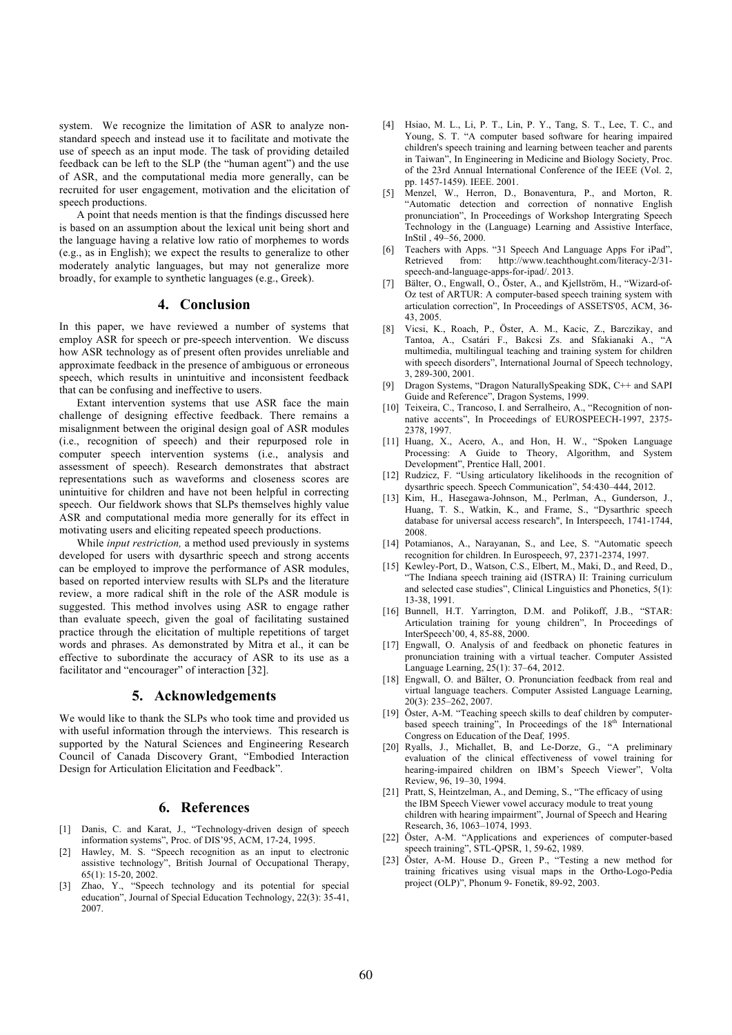system. We recognize the limitation of ASR to analyze non-standard speech and instead use it to facilitate and motivate the use of speech as an input mode. The task of providing detailed feedback can be left to the SLP (the "human agent") and the use of ASR, and the computational media more generally, can be recruited for user engagement, motivation and the elicitation of speech productions.

A point that needs mention is that the findings discussed here is based on an assumption about the lexical unit being short and the language having a relative low ratio of morphemes to words (e.g., as in English); we expect the results to generalize to other moderately analytic languages, but may not generalize more broadly, for example to synthetic languages (e.g., Greek).

## 4. Conclusion

In this paper, we have reviewed a number of systems that employ ASR for speech or pre-speech intervention. We discuss how ASR technology as of present often provides unreliable and approximate feedback in the presence of ambiguous or erroneous speech, which results in unintuitive and inconsistent feedback that can be confusing and ineffective to users.

Extant intervention systems that use ASR face the main challenge of designing effective feedback. There remains a misalignment between the original design goal of ASR modules (i.e., recognition of speech) and their repurposed role in computer speech intervention systems (i.e., analysis and assessment of speech). Research demonstrates that abstract representations such as waveforms and closeness scores are unintuitive for children and have not been helpful in correcting speech. Our fieldwork shows that SLPs themselves highly value ASR and computational media more generally for its effect in motivating users and eliciting repeated speech productions.

While *input restriction,* a method used previously in systems developed for users with dysarthric speech and strong accents can be employed to improve the performance of ASR modules, based on reported interview results with SLPs and the literature review, a more radical shift in the role of the ASR module is suggested. This method involves using ASR to engage rather than evaluate speech, given the goal of facilitating sustained practice through the elicitation of multiple repetitions of target words and phrases. As demonstrated by Mitra et al., it can be effective to subordinate the accuracy of ASR to its use as a facilitator and "encourager" of interaction [32].

## 5. Acknowledgements

We would like to thank the SLPs who took time and provided us with useful information through the interviews. This research is supported by the Natural Sciences and Engineering Research Council of Canada Discovery Grant, "Embodied Interaction Design for Articulation Elicitation and Feedback".

## 6. References

[1] Danis, C. and Karat, J., "Technology-driven design of speech information systems", Proc. of DIS'95, ACM, 17-24, 1995.

[2] Hawley, M. S. "Speech recognition as an input to electronic assistive technology", British Journal of Occupational Therapy, 65(1): 15-20, 2002.

[3] Zhao, Y., "Speech technology and its potential for special education", Journal of Special Education Technology, 22(3): 35-41, 2007.

[4] Hsiao, M. L., Li, P. T., Lin, P. Y., Tang, S. T., Lee, T. C., and Young, S. T. "A computer based software for hearing impaired children's speech training and learning between teacher and parents in Taiwan", In Engineering in Medicine and Biology Society, Proc. of the 23rd Annual International Conference of the IEEE (Vol. 2, pp. 1457-1459). IEEE. 2001.

[5] Menzel, W., Herron, D., Bonaventura, P., and Morton, R. "Automatic detection and correction of nonnative English pronunciation", In Proceedings of Workshop Intergrating Speech Technology in the (Language) Learning and Assistive Interface, InStil , 49–56, 2000.

[6] Teachers with Apps. "31 Speech And Language Apps For iPad", Retrieved from: http://www.teachthought.com/literacy-2/31-speech-and-language-apps-for-ipad/. 2013.

[7] Bälter, O., Engwall, O., Öster, A., and Kjellström, H., "Wizard-of-Oz test of ARTUR: A computer-based speech training system with articulation correction", In Proceedings of ASSETS'05, ACM, 36-43, 2005.

[8] Vicsi, K., Roach, P., Öster, A. M., Kacic, Z., Barczikay, and Tantoa, A., Csatári F., Bakcsi Zs. and Sfakianaki A., "A multimedia, multilingual teaching and training system for children with speech disorders", International Journal of Speech technology, 3, 289-300, 2001.

[9] Dragon Systems, "Dragon NaturallySpeaking SDK, C++ and SAPI Guide and Reference", Dragon Systems, 1999.

[10] Teixeira, C., Trancoso, I. and Serralheiro, A., "Recognition of non-native accents", In Proceedings of EUROSPEECH-1997, 2375-2378, 1997.

[11] Huang, X., Acero, A., and Hon, H. W., "Spoken Language Processing: A Guide to Theory, Algorithm, and System Development", Prentice Hall, 2001.

[12] Rudzicz, F. "Using articulatory likelihoods in the recognition of dysarthric speech. Speech Communication", 54:430–444, 2012.

[13] Kim, H., Hasegawa-Johnson, M., Perlman, A., Gunderson, J., Huang, T. S., Watkin, K., and Frame, S., "Dysarthric speech database for universal access research", In Interspeech, 1741-1744, 2008.

[14] Potamianos, A., Narayanan, S., and Lee, S. "Automatic speech recognition for children. In Eurospeech, 97, 2371-2374, 1997.

[15] Kewley-Port, D., Watson, C.S., Elbert, M., Maki, D., and Reed, D., "The Indiana speech training aid (ISTRA) II: Training curriculum and selected case studies", Clinical Linguistics and Phonetics, 5(1): 13-38, 1991.

[16] Bunnell, H.T. Yarrington, D.M. and Polikoff, J.B., "STAR: Articulation training for young children", In Proceedings of InterSpeech'00, 4, 85-88, 2000.

[17] Engwall, O. Analysis of and feedback on phonetic features in pronunciation training with a virtual teacher. Computer Assisted Language Learning, 25(1): 37–64, 2012.

[18] Engwall, O. and Bälter, O. Pronunciation feedback from real and virtual language teachers. Computer Assisted Language Learning, 20(3): 235–262, 2007.

[19] Öster, A-M. "Teaching speech skills to deaf children by computer-based speech training", In Proceedings of the 18th International Congress on Education of the Deaf, 1995.

[20] Ryalls, J., Michallet, B, and Le-Dorze, G., "A preliminary evaluation of the clinical effectiveness of vowel training for hearing-impaired children on IBM's Speech Viewer", Volta Review, 96, 19–30, 1994.

[21] Pratt, S, Heintzelman, A., and Deming, S., "The efficacy of using the IBM Speech Viewer vowel accuracy module to treat young children with hearing impairment", Journal of Speech and Hearing Research, 36, 1063–1074, 1993.

[22] Öster, A-M. "Applications and experiences of computer-based speech training", STL-QPSR, 1, 59-62, 1989.

[23] Öster, A-M. House D., Green P., "Testing a new method for training fricatives using visual maps in the Ortho-Logo-Pedia project (OLP)", Phonum 9- Fonetik, 89-92, 2003.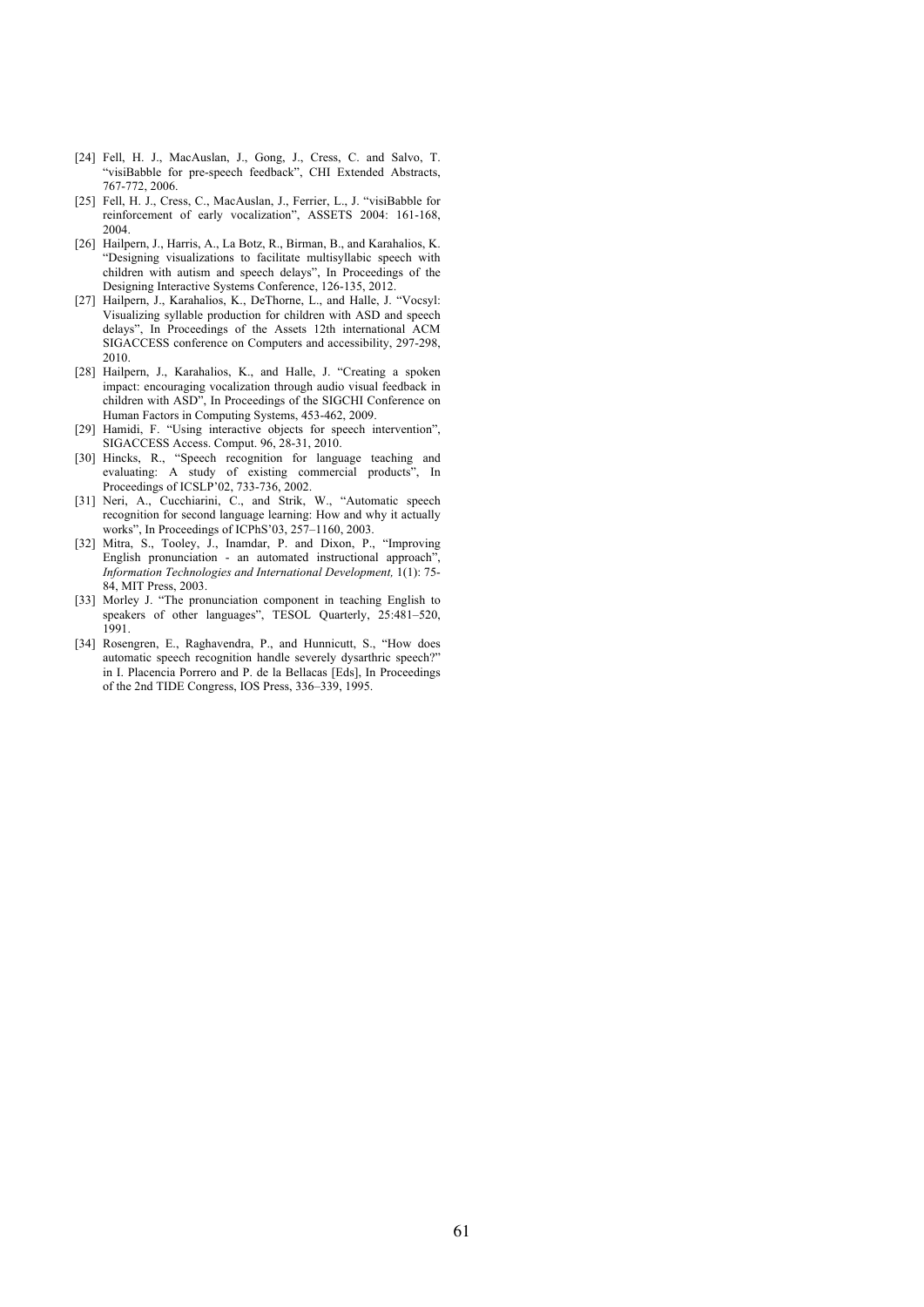[24] Fell, H. J., MacAuslan, J., Gong, J., Cress, C. and Salvo, T. "visiBabble for pre-speech feedback", CHI Extended Abstracts, 767-772, 2006.

[25] Fell, H. J., Cress, C., MacAuslan, J., Ferrier, L., J. "visiBabble for reinforcement of early vocalization", ASSETS 2004: 161-168, 2004.

[26] Hailpern, J., Harris, A., La Botz, R., Birman, B., and Karahalios, K. "Designing visualizations to facilitate multisyllabic speech with children with autism and speech delays", In Proceedings of the Designing Interactive Systems Conference, 126-135, 2012.

[27] Hailpern, J., Karahalios, K., DeThorne, L., and Halle, J. "Vocsyl: Visualizing syllable production for children with ASD and speech delays", In Proceedings of the Assets 12th international ACM SIGACCESS conference on Computers and accessibility, 297-298, 2010.

[28] Hailpern, J., Karahalios, K., and Halle, J. "Creating a spoken impact: encouraging vocalization through audio visual feedback in children with ASD", In Proceedings of the SIGCHI Conference on Human Factors in Computing Systems, 453-462, 2009.

[29] Hamidi, F. "Using interactive objects for speech intervention", SIGACCESS Access. Comput. 96, 28-31, 2010.

[30] Hincks, R., "Speech recognition for language teaching and evaluating: A study of existing commercial products", In Proceedings of ICSLP'02, 733-736, 2002.

[31] Neri, A., Cucchiarini, C., and Strik, W., "Automatic speech recognition for second language learning: How and why it actually works", In Proceedings of ICPhS'03, 257–1160, 2003.

[32] Mitra, S., Tooley, J., Inamdar, P. and Dixon, P., "Improving English pronunciation - an automated instructional approach", *Information Technologies and International Development,* 1(1): 75-84, MIT Press, 2003.

[33] Morley J. "The pronunciation component in teaching English to speakers of other languages", TESOL Quarterly, 25:481–520, 1991.

[34] Rosengren, E., Raghavendra, P., and Hunnicutt, S., "How does automatic speech recognition handle severely dysarthric speech?" in I. Placencia Porrero and P. de la Bellacas [Eds], In Proceedings of the 2nd TIDE Congress, IOS Press, 336–339, 1995.